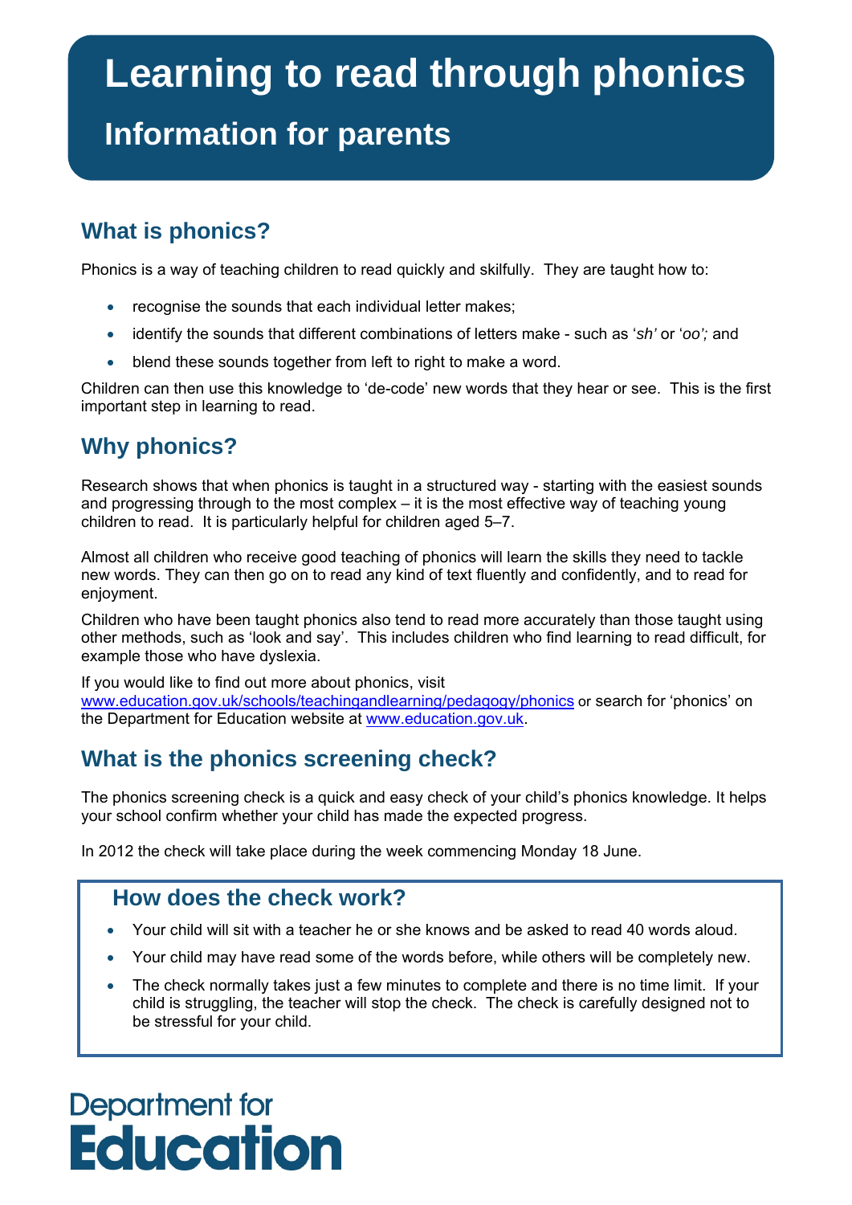# Learning to read through phonics

## Information for parents

## What is phonics?

Phonics is a way of teaching children to read quickly and skilfully. They are taught how to:

- recognise the sounds that each individual letter makes;
- identify the sounds that different combinations of letters make - such as '*sh'* or '*oo';* and
- blend these sounds together from left to right to make a word.

Children can then use this knowledge to 'de-code' new words that they hear or see. This is the first important step in learning to read.

## Why phonics?

Research shows that when phonics is taught in a structured way - starting with the easiest sounds and progressing through to the most complex – it is the most effective way of teaching young children to read. It is particularly helpful for children aged 5–7.

Almost all children who receive good teaching of phonics will learn the skills they need to tackle new words. They can then go on to read any kind of text fluently and confidently, and to read for enjoyment.

Children who have been taught phonics also tend to read more accurately than those taught using other methods, such as 'look and say'. This includes children who find learning to read difficult, for example those who have dyslexia.

If you would like to find out more about phonics, visit www.education.gov.uk/schools/teachingandlearning/pedagogy/phonics or search for 'phonics' on the Department for Education website at www.education.gov.uk.

## What is the phonics screening check?

The phonics screening check is a quick and easy check of your child's phonics knowledge. It helps your school confirm whether your child has made the expected progress.

In 2012 the check will take place during the week commencing Monday 18 June.

### How does the check work?

- Your child will sit with a teacher he or she knows and be asked to read 40 words aloud.
- Your child may have read some of the words before, while others will be completely new.
- The check normally takes just a few minutes to complete and there is no time limit. If your child is struggling, the teacher will stop the check. The check is carefully designed not to be stressful for your child.

Department for Education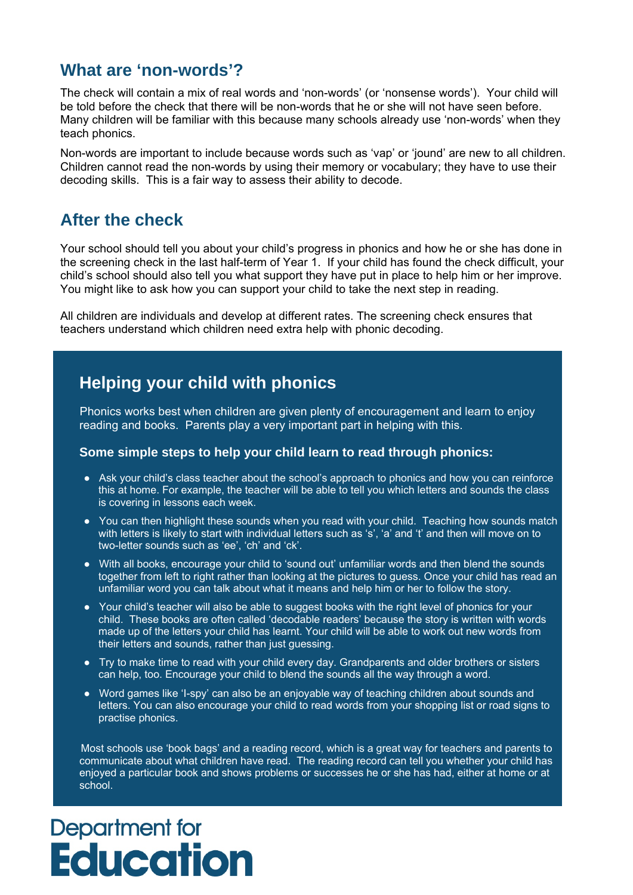## What are 'non-words'?

The check will contain a mix of real words and 'non-words' (or 'nonsense words'). Your child will be told before the check that there will be non-words that he or she will not have seen before. Many children will be familiar with this because many schools already use 'non-words' when they teach phonics.

Non-words are important to include because words such as 'vap' or 'jound' are new to all children. Children cannot read the non-words by using their memory or vocabulary; they have to use their decoding skills. This is a fair way to assess their ability to decode.

## After the check

Your school should tell you about your child's progress in phonics and how he or she has done in the screening check in the last half-term of Year 1. If your child has found the check difficult, your child's school should also tell you what support they have put in place to help him or her improve. You might like to ask how you can support your child to take the next step in reading.

All children are individuals and develop at different rates. The screening check ensures that teachers understand which children need extra help with phonic decoding.

## Helping your child with phonics

Phonics works best when children are given plenty of encouragement and learn to enjoy reading and books. Parents play a very important part in helping with this.

### Some simple steps to help your child learn to read through phonics:

- Ask your child's class teacher about the school's approach to phonics and how you can reinforce this at home. For example, the teacher will be able to tell you which letters and sounds the class is covering in lessons each week.
- You can then highlight these sounds when you read with your child. Teaching how sounds match with letters is likely to start with individual letters such as 's', 'a' and 't' and then will move on to two-letter sounds such as 'ee', 'ch' and 'ck'.
- With all books, encourage your child to 'sound out' unfamiliar words and then blend the sounds together from left to right rather than looking at the pictures to guess. Once your child has read an unfamiliar word you can talk about what it means and help him or her to follow the story.
- Your child's teacher will also be able to suggest books with the right level of phonics for your child. These books are often called 'decodable readers' because the story is written with words made up of the letters your child has learnt. Your child will be able to work out new words from their letters and sounds, rather than just guessing.
- Try to make time to read with your child every day. Grandparents and older brothers or sisters can help, too. Encourage your child to blend the sounds all the way through a word.
- Word games like 'I-spy' can also be an enjoyable way of teaching children about sounds and letters. You can also encourage your child to read words from your shopping list or road signs to practise phonics.

Most schools use 'book bags' and a reading record, which is a great way for teachers and parents to communicate about what children have read. The reading record can tell you whether your child has enjoyed a particular book and shows problems or successes he or she has had, either at home or at school.

Department for Education